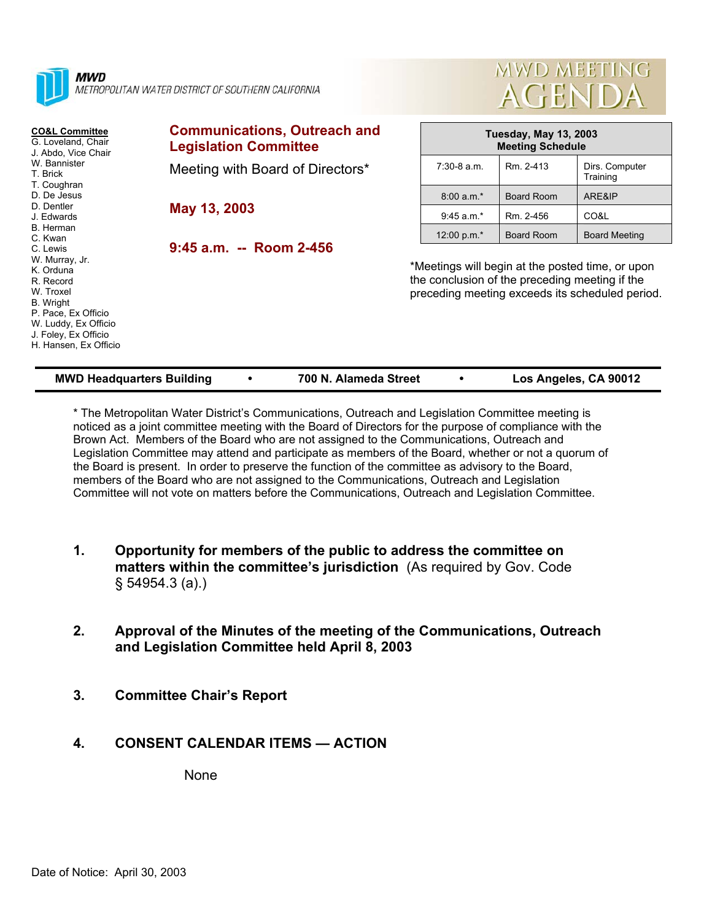**MWD**
METROPOLITAN WATER DISTRICT OF SOUTHERN CALIFORNIA

# MWD MEETING AGENDA

**CO&L Committee**
G. Loveland, Chair
J. Abdo, Vice Chair
W. Bannister
T. Brick
T. Coughran
D. De Jesus
D. Dentler
J. Edwards
B. Herman
C. Kwan
C. Lewis
W. Murray, Jr.
K. Orduna
R. Record
W. Troxel
B. Wright
P. Pace, Ex Officio
W. Luddy, Ex Officio
J. Foley, Ex Officio
H. Hansen, Ex Officio

## Communications, Outreach and Legislation Committee

Meeting with Board of Directors*

**May 13, 2003**

**9:45 a.m. -- Room 2-456**

| **Tuesday, May 13, 2003 Meeting Schedule** | | |
|---|---|---|
| 7:30-8 a.m. | Rm. 2-413 | Dirs. Computer Training |
| 8:00 a.m.* | Board Room | ARE&IP |
| 9:45 a.m.* | Rm. 2-456 | CO&L |
| 12:00 p.m.* | Board Room | Board Meeting |

*Meetings will begin at the posted time, or upon the conclusion of the preceding meeting if the preceding meeting exceeds its scheduled period.

**MWD Headquarters Building • 700 N. Alameda Street • Los Angeles, CA 90012**

* The Metropolitan Water District's Communications, Outreach and Legislation Committee meeting is noticed as a joint committee meeting with the Board of Directors for the purpose of compliance with the Brown Act. Members of the Board who are not assigned to the Communications, Outreach and Legislation Committee may attend and participate as members of the Board, whether or not a quorum of the Board is present. In order to preserve the function of the committee as advisory to the Board, members of the Board who are not assigned to the Communications, Outreach and Legislation Committee will not vote on matters before the Communications, Outreach and Legislation Committee.

1. **Opportunity for members of the public to address the committee on matters within the committee's jurisdiction** (As required by Gov. Code § 54954.3 (a).)

2. **Approval of the Minutes of the meeting of the Communications, Outreach and Legislation Committee held April 8, 2003**

3. **Committee Chair's Report**

4. **CONSENT CALENDAR ITEMS — ACTION**

   None

Date of Notice: April 30, 2003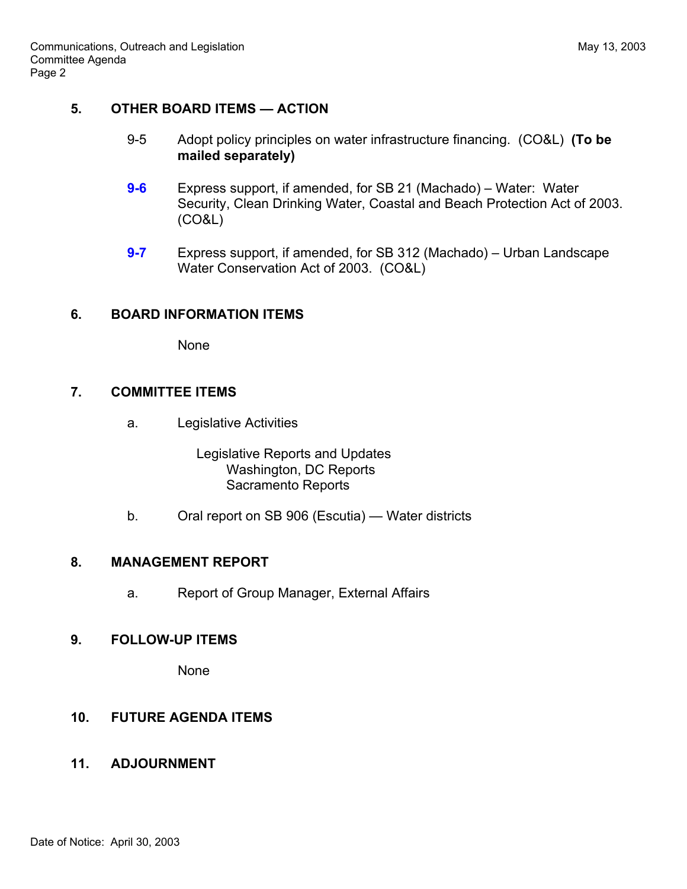## 5. OTHER BOARD ITEMS — ACTION

9-5 Adopt policy principles on water infrastructure financing. (CO&L) **(To be mailed separately)**

**9-6** Express support, if amended, for SB 21 (Machado) – Water: Water Security, Clean Drinking Water, Coastal and Beach Protection Act of 2003. (CO&L)

**9-7** Express support, if amended, for SB 312 (Machado) – Urban Landscape Water Conservation Act of 2003. (CO&L)

## 6. BOARD INFORMATION ITEMS

None

## 7. COMMITTEE ITEMS

a. Legislative Activities

Legislative Reports and Updates
- Washington, DC Reports
- Sacramento Reports

b. Oral report on SB 906 (Escutia) — Water districts

## 8. MANAGEMENT REPORT

a. Report of Group Manager, External Affairs

## 9. FOLLOW-UP ITEMS

None

## 10. FUTURE AGENDA ITEMS

## 11. ADJOURNMENT

Date of Notice: April 30, 2003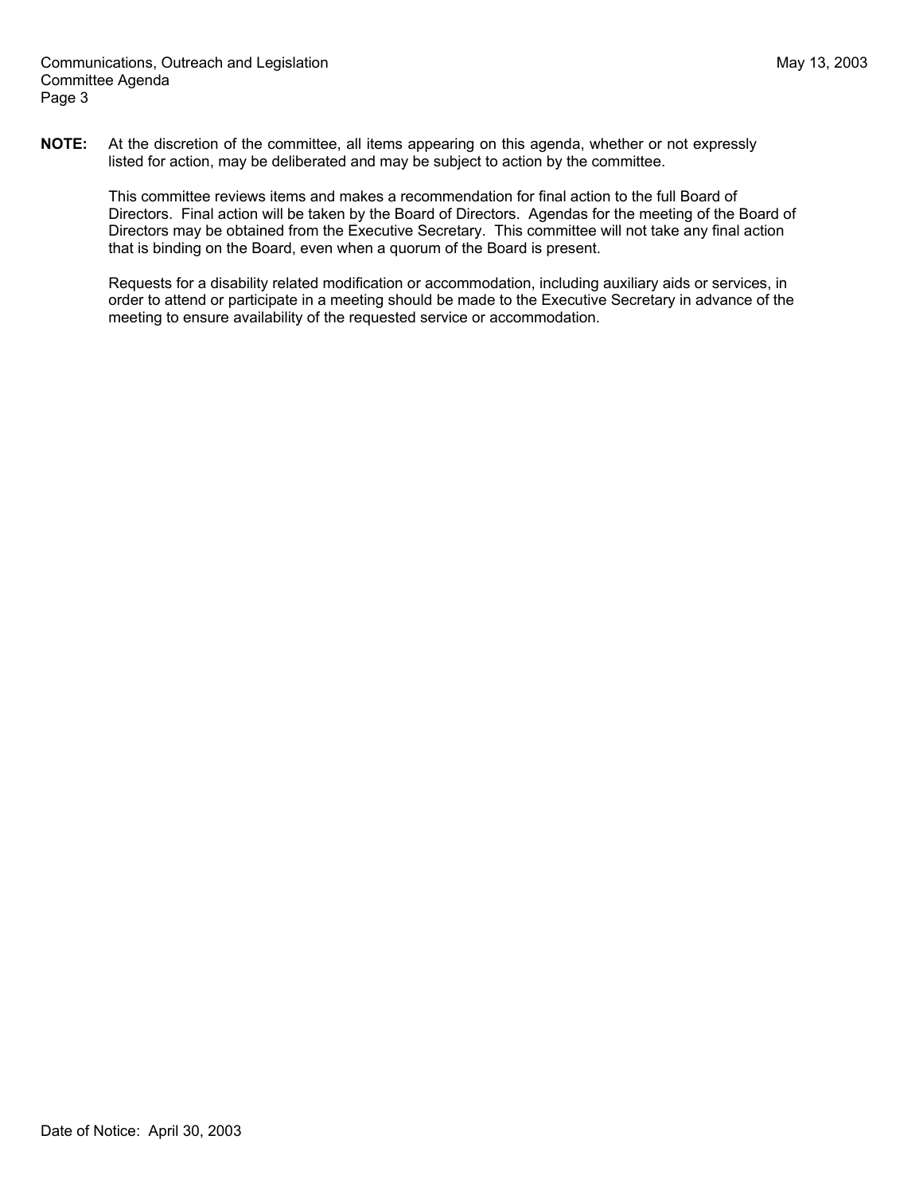**NOTE:** At the discretion of the committee, all items appearing on this agenda, whether or not expressly listed for action, may be deliberated and may be subject to action by the committee.

This committee reviews items and makes a recommendation for final action to the full Board of Directors. Final action will be taken by the Board of Directors. Agendas for the meeting of the Board of Directors may be obtained from the Executive Secretary. This committee will not take any final action that is binding on the Board, even when a quorum of the Board is present.

Requests for a disability related modification or accommodation, including auxiliary aids or services, in order to attend or participate in a meeting should be made to the Executive Secretary in advance of the meeting to ensure availability of the requested service or accommodation.

Date of Notice: April 30, 2003